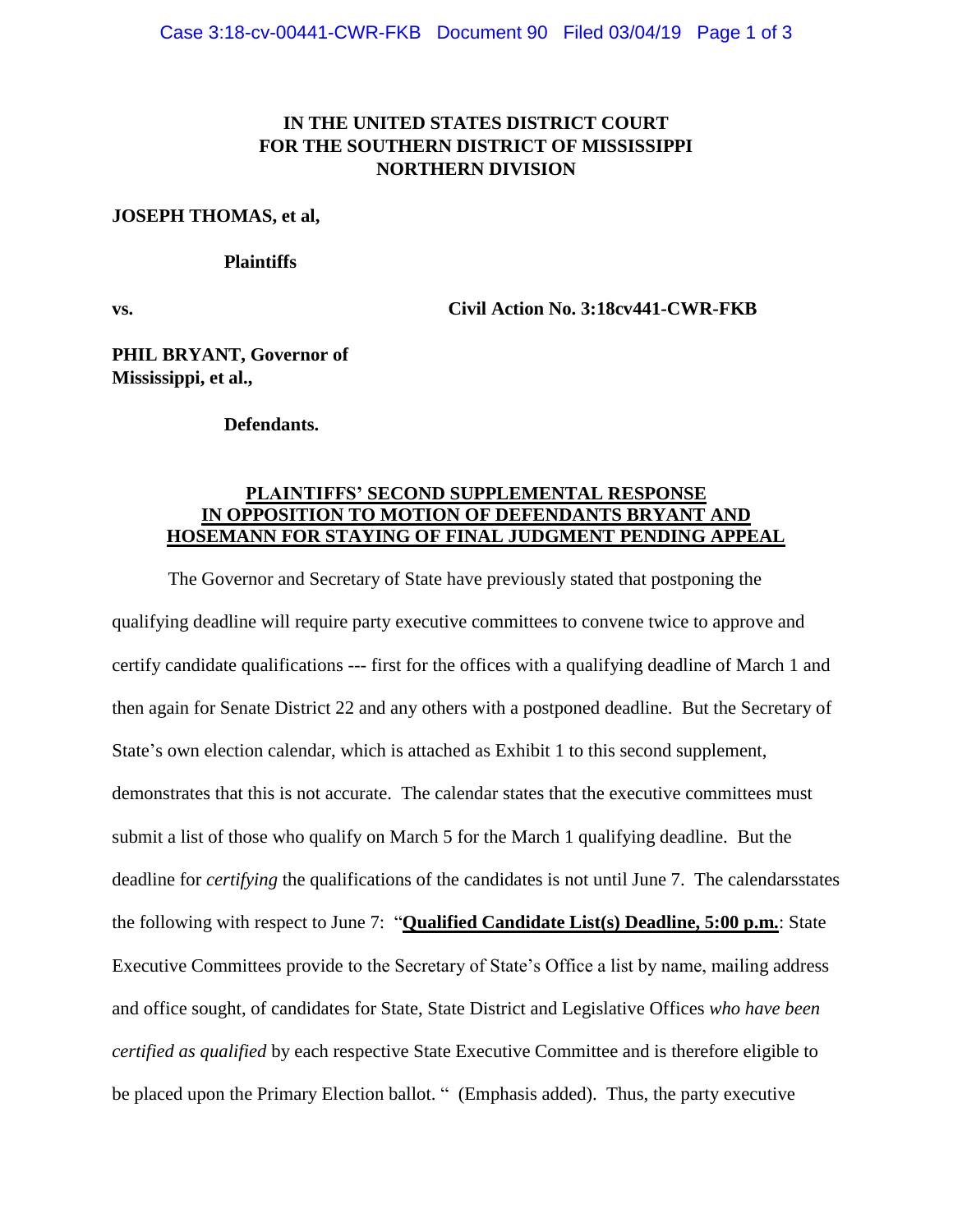**IN THE UNITED STATES DISTRICT COURT**
**FOR THE SOUTHERN DISTRICT OF MISSISSIPPI**
**NORTHERN DIVISION**

**JOSEPH THOMAS, et al,**

**Plaintiffs**

**vs.** **Civil Action No. 3:18cv441-CWR-FKB**

**PHIL BRYANT, Governor of Mississippi, et al.,**

**Defendants.**

**PLAINTIFFS' SECOND SUPPLEMENTAL RESPONSE IN OPPOSITION TO MOTION OF DEFENDANTS BRYANT AND HOSEMANN FOR STAYING OF FINAL JUDGMENT PENDING APPEAL**

The Governor and Secretary of State have previously stated that postponing the qualifying deadline will require party executive committees to convene twice to approve and certify candidate qualifications --- first for the offices with a qualifying deadline of March 1 and then again for Senate District 22 and any others with a postponed deadline. But the Secretary of State's own election calendar, which is attached as Exhibit 1 to this second supplement, demonstrates that this is not accurate. The calendar states that the executive committees must submit a list of those who qualify on March 5 for the March 1 qualifying deadline. But the deadline for *certifying* the qualifications of the candidates is not until June 7. The calendarsstates the following with respect to June 7: "**Qualified Candidate List(s) Deadline, 5:00 p.m.**: State Executive Committees provide to the Secretary of State's Office a list by name, mailing address and office sought, of candidates for State, State District and Legislative Offices *who have been certified as qualified* by each respective State Executive Committee and is therefore eligible to be placed upon the Primary Election ballot. " (Emphasis added). Thus, the party executive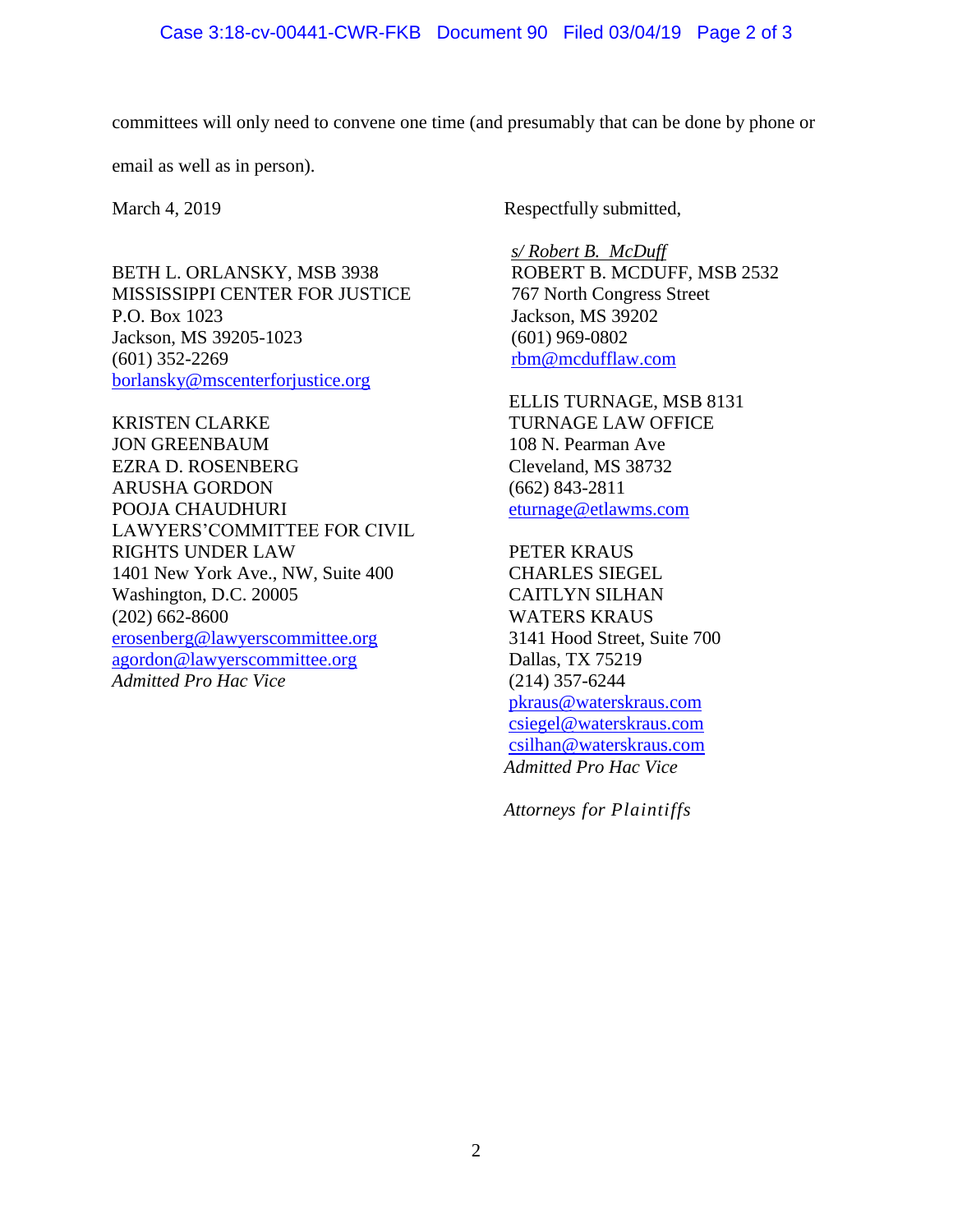committees will only need to convene one time (and presumably that can be done by phone or email as well as in person).

March 4, 2019

Respectfully submitted,

*s/ Robert B. McDuff*
ROBERT B. MCDUFF, MSB 2532
767 North Congress Street
Jackson, MS 39202
(601) 969-0802
rbm@mcdufflaw.com

BETH L. ORLANSKY, MSB 3938
MISSISSIPPI CENTER FOR JUSTICE
P.O. Box 1023
Jackson, MS 39205-1023
(601) 352-2269
borlansky@mscenterforjustice.org

ELLIS TURNAGE, MSB 8131
TURNAGE LAW OFFICE
108 N. Pearman Ave
Cleveland, MS 38732
(662) 843-2811
eturnage@etlawms.com

KRISTEN CLARKE
JON GREENBAUM
EZRA D. ROSENBERG
ARUSHA GORDON
POOJA CHAUDHURI
LAWYERS'COMMITTEE FOR CIVIL RIGHTS UNDER LAW
1401 New York Ave., NW, Suite 400
Washington, D.C. 20005
(202) 662-8600
erosenberg@lawyerscommittee.org
agordon@lawyerscommittee.org
*Admitted Pro Hac Vice*

PETER KRAUS
CHARLES SIEGEL
CAITLYN SILHAN
WATERS KRAUS
3141 Hood Street, Suite 700
Dallas, TX 75219
(214) 357-6244
pkraus@waterskraus.com
csiegel@waterskraus.com
csilhan@waterskraus.com
*Admitted Pro Hac Vice*

*Attorneys for Plaintiffs*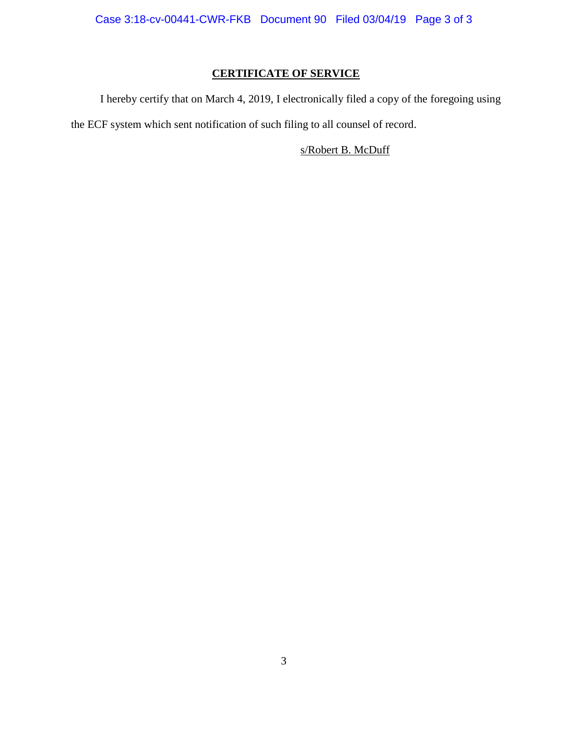## CERTIFICATE OF SERVICE

I hereby certify that on March 4, 2019, I electronically filed a copy of the foregoing using the ECF system which sent notification of such filing to all counsel of record.

s/Robert B. McDuff